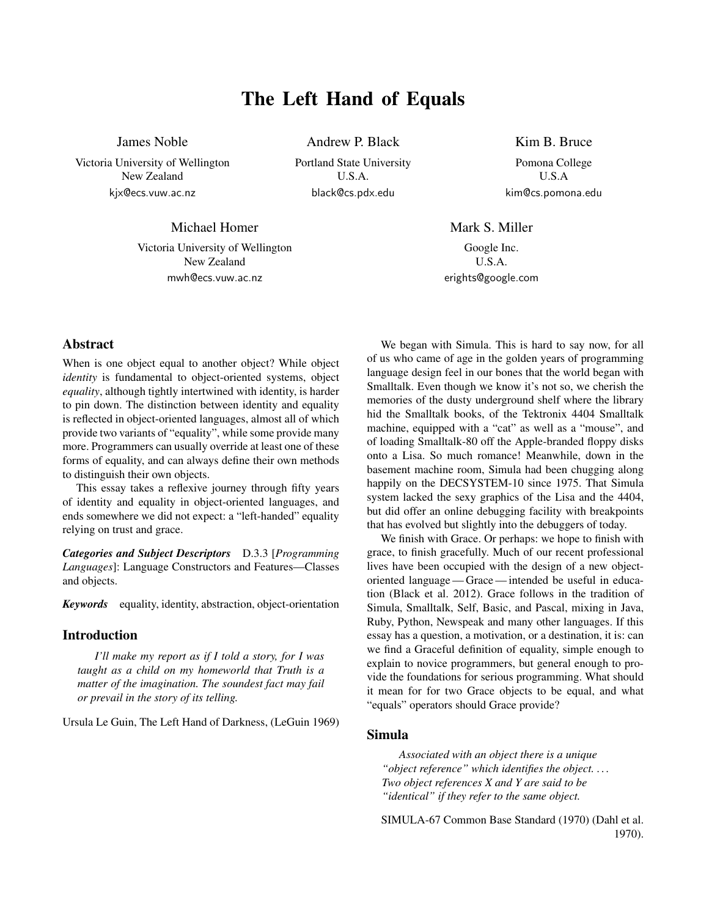# The Left Hand of Equals

James Noble
Victoria University of Wellington
New Zealand
kjx@ecs.vuw.ac.nz

Andrew P. Black
Portland State University
U.S.A.
black@cs.pdx.edu

Kim B. Bruce
Pomona College
U.S.A
kim@cs.pomona.edu

Michael Homer
Victoria University of Wellington
New Zealand
mwh@ecs.vuw.ac.nz

Mark S. Miller
Google Inc.
U.S.A.
erights@google.com

## Abstract

When is one object equal to another object? While object *identity* is fundamental to object-oriented systems, object *equality*, although tightly intertwined with identity, is harder to pin down. The distinction between identity and equality is reflected in object-oriented languages, almost all of which provide two variants of "equality", while some provide many more. Programmers can usually override at least one of these forms of equality, and can always define their own methods to distinguish their own objects.

This essay takes a reflexive journey through fifty years of identity and equality in object-oriented languages, and ends somewhere we did not expect: a "left-handed" equality relying on trust and grace.

***Categories and Subject Descriptors*** D.3.3 [*Programming Languages*]: Language Constructors and Features—Classes and objects.

***Keywords*** equality, identity, abstraction, object-orientation

## Introduction

> *I'll make my report as if I told a story, for I was taught as a child on my homeworld that Truth is a matter of the imagination. The soundest fact may fail or prevail in the story of its telling.*

Ursula Le Guin, The Left Hand of Darkness, (LeGuin 1969)

We began with Simula. This is hard to say now, for all of us who came of age in the golden years of programming language design feel in our bones that the world began with Smalltalk. Even though we know it's not so, we cherish the memories of the dusty underground shelf where the library hid the Smalltalk books, of the Tektronix 4404 Smalltalk machine, equipped with a "cat" as well as a "mouse", and of loading Smalltalk-80 off the Apple-branded floppy disks onto a Lisa. So much romance! Meanwhile, down in the basement machine room, Simula had been chugging along happily on the DECSYSTEM-10 since 1975. That Simula system lacked the sexy graphics of the Lisa and the 4404, but did offer an online debugging facility with breakpoints that has evolved but slightly into the debuggers of today.

We finish with Grace. Or perhaps: we hope to finish with grace, to finish gracefully. Much of our recent professional lives have been occupied with the design of a new object-oriented language — Grace — intended be useful in education (Black et al. 2012). Grace follows in the tradition of Simula, Smalltalk, Self, Basic, and Pascal, mixing in Java, Ruby, Python, Newspeak and many other languages. If this essay has a question, a motivation, or a destination, it is: can we find a Graceful definition of equality, simple enough to explain to novice programmers, but general enough to provide the foundations for serious programming. What should it mean for for two Grace objects to be equal, and what "equals" operators should Grace provide?

## Simula

> *Associated with an object there is a unique "object reference" which identifies the object. . . . Two object references X and Y are said to be "identical" if they refer to the same object.*

SIMULA-67 Common Base Standard (1970) (Dahl et al. 1970).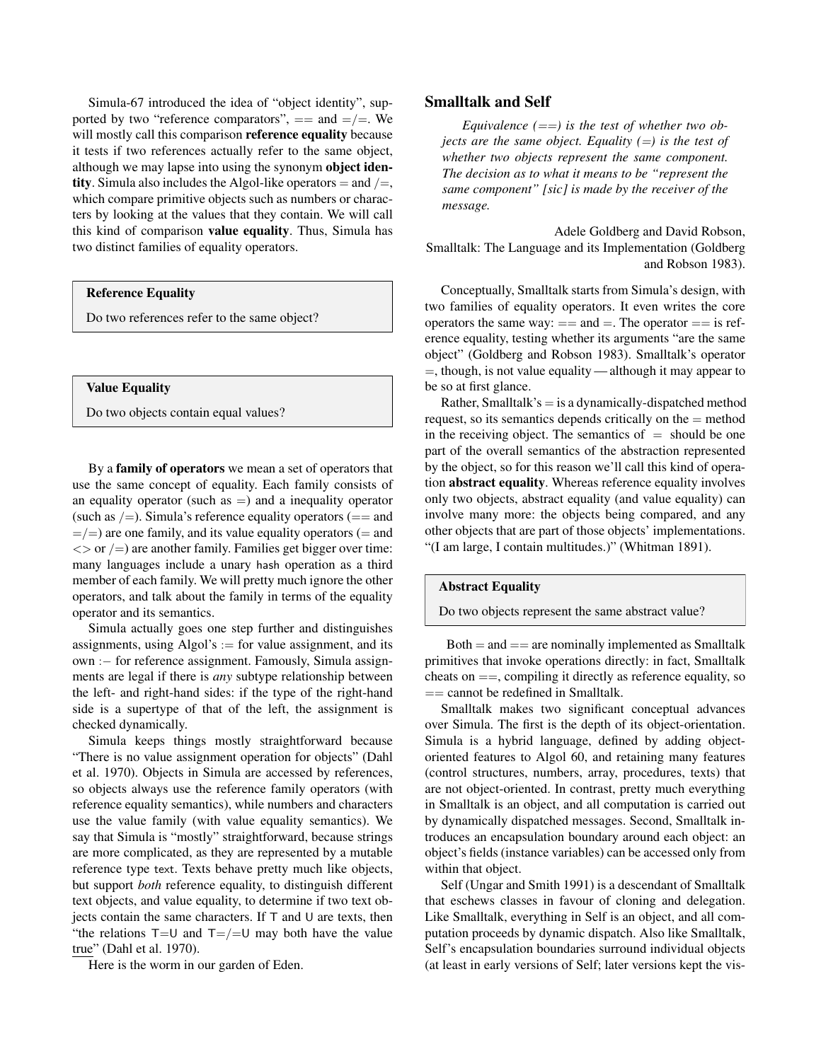Simula-67 introduced the idea of "object identity", supported by two "reference comparators", == and =/=. We will mostly call this comparison **reference equality** because it tests if two references actually refer to the same object, although we may lapse into using the synonym **object identity**. Simula also includes the Algol-like operators = and /=, which compare primitive objects such as numbers or characters by looking at the values that they contain. We will call this kind of comparison **value equality**. Thus, Simula has two distinct families of equality operators.

> **Reference Equality**
>
> Do two references refer to the same object?

> **Value Equality**
>
> Do two objects contain equal values?

By a **family of operators** we mean a set of operators that use the same concept of equality. Each family consists of an equality operator (such as =) and a inequality operator (such as /=). Simula's reference equality operators (== and =/=) are one family, and its value equality operators (= and <> or /=) are another family. Families get bigger over time: many languages include a unary `hash` operation as a third member of each family. We will pretty much ignore the other operators, and talk about the family in terms of the equality operator and its semantics.

Simula actually goes one step further and distinguishes assignments, using Algol's := for value assignment, and its own :− for reference assignment. Famously, Simula assignments are legal if there is *any* subtype relationship between the left- and right-hand sides: if the type of the right-hand side is a supertype of that of the left, the assignment is checked dynamically.

Simula keeps things mostly straightforward because "There is no value assignment operation for objects" (Dahl et al. 1970). Objects in Simula are accessed by references, so objects always use the reference family operators (with reference equality semantics), while numbers and characters use the value family (with value equality semantics). We say that Simula is "mostly" straightforward, because strings are more complicated, as they are represented by a mutable reference type `text`. Texts behave pretty much like objects, but support *both* reference equality, to distinguish different text objects, and value equality, to determine if two text objects contain the same characters. If `T` and `U` are texts, then "the relations `T`=`U` and `T`=/=`U` may both have the value true" (Dahl et al. 1970).

Here is the worm in our garden of Eden.

## Smalltalk and Self

> *Equivalence (==) is the test of whether two objects are the same object. Equality (=) is the test of whether two objects represent the same component. The decision as to what it means to be "represent the same component" [sic] is made by the receiver of the message.*
>
> Adele Goldberg and David Robson, Smalltalk: The Language and its Implementation (Goldberg and Robson 1983).

Conceptually, Smalltalk starts from Simula's design, with two families of equality operators. It even writes the core operators the same way: == and =. The operator == is reference equality, testing whether its arguments "are the same object" (Goldberg and Robson 1983). Smalltalk's operator =, though, is not value equality — although it may appear to be so at first glance.

Rather, Smalltalk's = is a dynamically-dispatched method request, so its semantics depends critically on the = method in the receiving object. The semantics of = should be one part of the overall semantics of the abstraction represented by the object, so for this reason we'll call this kind of operation **abstract equality**. Whereas reference equality involves only two objects, abstract equality (and value equality) can involve many more: the objects being compared, and any other objects that are part of those objects' implementations. "(I am large, I contain multitudes.)" (Whitman 1891).

> **Abstract Equality**
>
> Do two objects represent the same abstract value?

Both = and == are nominally implemented as Smalltalk primitives that invoke operations directly: in fact, Smalltalk cheats on ==, compiling it directly as reference equality, so == cannot be redefined in Smalltalk.

Smalltalk makes two significant conceptual advances over Simula. The first is the depth of its object-orientation. Simula is a hybrid language, defined by adding object-oriented features to Algol 60, and retaining many features (control structures, numbers, array, procedures, texts) that are not object-oriented. In contrast, pretty much everything in Smalltalk is an object, and all computation is carried out by dynamically dispatched messages. Second, Smalltalk introduces an encapsulation boundary around each object: an object's fields (instance variables) can be accessed only from within that object.

Self (Ungar and Smith 1991) is a descendant of Smalltalk that eschews classes in favour of cloning and delegation. Like Smalltalk, everything in Self is an object, and all computation proceeds by dynamic dispatch. Also like Smalltalk, Self's encapsulation boundaries surround individual objects (at least in early versions of Self; later versions kept the vis-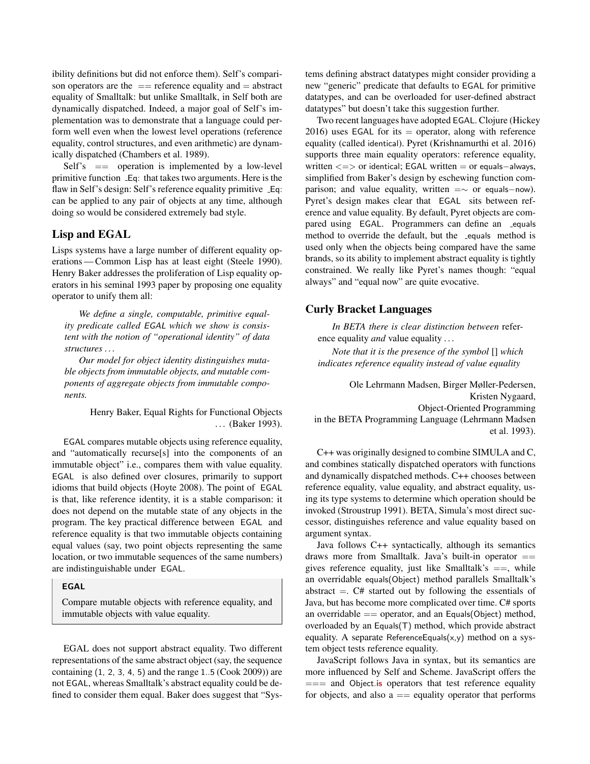ibility definitions but did not enforce them). Self's comparison operators are the == reference equality and = abstract equality of Smalltalk: but unlike Smalltalk, in Self both are dynamically dispatched. Indeed, a major goal of Self's implementation was to demonstrate that a language could perform well even when the lowest level operations (reference equality, control structures, and even arithmetic) are dynamically dispatched (Chambers et al. 1989).

Self's == operation is implemented by a low-level primitive function _Eq: that takes two arguments. Here is the flaw in Self's design: Self's reference equality primitive _Eq: can be applied to any pair of objects at any time, although doing so would be considered extremely bad style.

## Lisp and EGAL

Lisps systems have a large number of different equality operations — Common Lisp has at least eight (Steele 1990). Henry Baker addresses the proliferation of Lisp equality operators in his seminal 1993 paper by proposing one equality operator to unify them all:

> *We define a single, computable, primitive equality predicate called EGAL which we show is consistent with the notion of "operational identity" of data structures . . .*
>
> *Our model for object identity distinguishes mutable objects from immutable objects, and mutable components of aggregate objects from immutable components.*
>
> Henry Baker, Equal Rights for Functional Objects . . . (Baker 1993).

EGAL compares mutable objects using reference equality, and "automatically recurse[s] into the components of an immutable object" i.e., compares them with value equality. EGAL is also defined over closures, primarily to support idioms that build objects (Hoyte 2008). The point of EGAL is that, like reference identity, it is a stable comparison: it does not depend on the mutable state of any objects in the program. The key practical difference between EGAL and reference equality is that two immutable objects containing equal values (say, two point objects representing the same location, or two immutable sequences of the same numbers) are indistinguishable under EGAL.

> **EGAL**
>
> Compare mutable objects with reference equality, and immutable objects with value equality.

EGAL does not support abstract equality. Two different representations of the same abstract object (say, the sequence containing (1, 2, 3, 4, 5) and the range 1..5 (Cook 2009)) are not EGAL, whereas Smalltalk's abstract equality could be defined to consider them equal. Baker does suggest that "Systems defining abstract datatypes might consider providing a new "generic" predicate that defaults to EGAL for primitive datatypes, and can be overloaded for user-defined abstract datatypes" but doesn't take this suggestion further.

Two recent languages have adopted EGAL. Clojure (Hickey 2016) uses EGAL for its = operator, along with reference equality (called identical). Pyret (Krishnamurthi et al. 2016) supports three main equality operators: reference equality, written <=> or identical; EGAL written = or equals−always, simplified from Baker's design by eschewing function comparison; and value equality, written =∼ or equals−now). Pyret's design makes clear that EGAL sits between reference and value equality. By default, Pyret objects are compared using EGAL. Programmers can define an _equals method to override the default, but the _equals method is used only when the objects being compared have the same brands, so its ability to implement abstract equality is tightly constrained. We really like Pyret's names though: "equal always" and "equal now" are quite evocative.

## Curly Bracket Languages

> *In BETA there is clear distinction between* reference equality *and* value equality . . .
>
> *Note that it is the presence of the symbol* [] *which indicates reference equality instead of value equality*
>
> Ole Lehrmann Madsen, Birger Møller-Pedersen, Kristen Nygaard, Object-Oriented Programming in the BETA Programming Language (Lehrmann Madsen et al. 1993).

C++ was originally designed to combine SIMULA and C, and combines statically dispatched operators with functions and dynamically dispatched methods. C++ chooses between reference equality, value equality, and abstract equality, using its type systems to determine which operation should be invoked (Stroustrup 1991). BETA, Simula's most direct successor, distinguishes reference and value equality based on argument syntax.

Java follows C++ syntactically, although its semantics draws more from Smalltalk. Java's built-in operator == gives reference equality, just like Smalltalk's ==, while an overridable equals(Object) method parallels Smalltalk's abstract =. C# started out by following the essentials of Java, but has become more complicated over time. C# sports an overridable == operator, and an Equals(Object) method, overloaded by an Equals(T) method, which provide abstract equality. A separate ReferenceEquals(x,y) method on a system object tests reference equality.

JavaScript follows Java in syntax, but its semantics are more influenced by Self and Scheme. JavaScript offers the === and Object.is operators that test reference equality for objects, and also a == equality operator that performs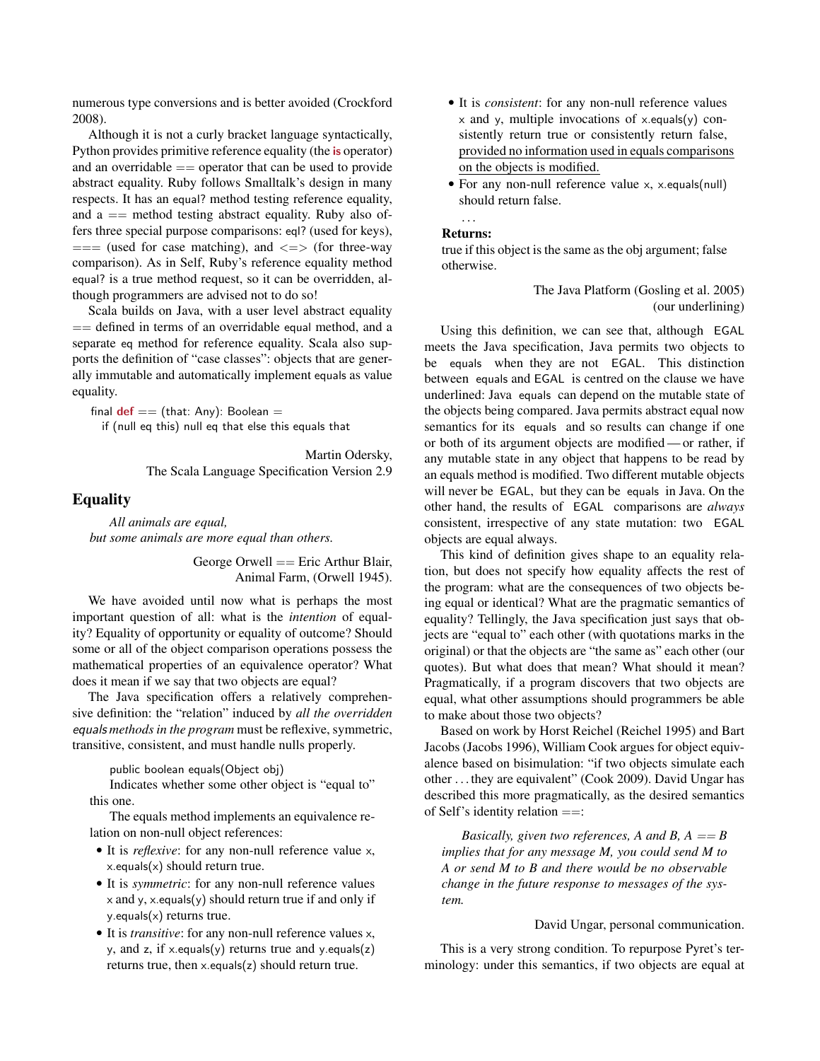numerous type conversions and is better avoided (Crockford 2008).

Although it is not a curly bracket language syntactically, Python provides primitive reference equality (the **is** operator) and an overridable == operator that can be used to provide abstract equality. Ruby follows Smalltalk's design in many respects. It has an equal? method testing reference equality, and a == method testing abstract equality. Ruby also offers three special purpose comparisons: eql? (used for keys), === (used for case matching), and <=> (for three-way comparison). As in Self, Ruby's reference equality method equal? is a true method request, so it can be overridden, although programmers are advised not to do so!

Scala builds on Java, with a user level abstract equality == defined in terms of an overridable equal method, and a separate eq method for reference equality. Scala also supports the definition of "case classes": objects that are generally immutable and automatically implement equals as value equality.

```
final def == (that: Any): Boolean =
  if (null eq this) null eq that else this equals that
```

Martin Odersky,
The Scala Language Specification Version 2.9

## Equality

*All animals are equal,*
*but some animals are more equal than others.*

George Orwell == Eric Arthur Blair,
Animal Farm, (Orwell 1945).

We have avoided until now what is perhaps the most important question of all: what is the *intention* of equality? Equality of opportunity or equality of outcome? Should some or all of the object comparison operations possess the mathematical properties of an equivalence operator? What does it mean if we say that two objects are equal?

The Java specification offers a relatively comprehensive definition: the "relation" induced by *all the overridden equals methods in the program* must be reflexive, symmetric, transitive, consistent, and must handle nulls properly.

> public boolean equals(Object obj)
>
> Indicates whether some other object is "equal to" this one.
>
> The equals method implements an equivalence relation on non-null object references:
>
> - It is *reflexive*: for any non-null reference value x, x.equals(x) should return true.
> - It is *symmetric*: for any non-null reference values x and y, x.equals(y) should return true if and only if y.equals(x) returns true.
> - It is *transitive*: for any non-null reference values x, y, and z, if x.equals(y) returns true and y.equals(z) returns true, then x.equals(z) should return true.
> - It is *consistent*: for any non-null reference values x and y, multiple invocations of x.equals(y) consistently return true or consistently return false, <u>provided no information used in equals comparisons on the objects is modified.</u>
> - For any non-null reference value x, x.equals(null) should return false.
>
> ...
>
> **Returns:**
> true if this object is the same as the obj argument; false otherwise.

The Java Platform (Gosling et al. 2005)
(our underlining)

Using this definition, we can see that, although EGAL meets the Java specification, Java permits two objects to be equals when they are not EGAL. This distinction between equals and EGAL is centred on the clause we have underlined: Java equals can depend on the mutable state of the objects being compared. Java permits abstract equal now semantics for its equals and so results can change if one or both of its argument objects are modified — or rather, if any mutable state in any object that happens to be read by an equals method is modified. Two different mutable objects will never be EGAL, but they can be equals in Java. On the other hand, the results of EGAL comparisons are *always* consistent, irrespective of any state mutation: two EGAL objects are equal always.

This kind of definition gives shape to an equality relation, but does not specify how equality affects the rest of the program: what are the consequences of two objects being equal or identical? What are the pragmatic semantics of equality? Tellingly, the Java specification just says that objects are "equal to" each other (with quotations marks in the original) or that the objects are "the same as" each other (our quotes). But what does that mean? What should it mean? Pragmatically, if a program discovers that two objects are equal, what other assumptions should programmers be able to make about those two objects?

Based on work by Horst Reichel (Reichel 1995) and Bart Jacobs (Jacobs 1996), William Cook argues for object equivalence based on bisimulation: "if two objects simulate each other . . . they are equivalent" (Cook 2009). David Ungar has described this more pragmatically, as the desired semantics of Self's identity relation ==:

> *Basically, given two references, A and B, A == B implies that for any message M, you could send M to A or send M to B and there would be no observable change in the future response to messages of the system.*

David Ungar, personal communication.

This is a very strong condition. To repurpose Pyret's terminology: under this semantics, if two objects are equal at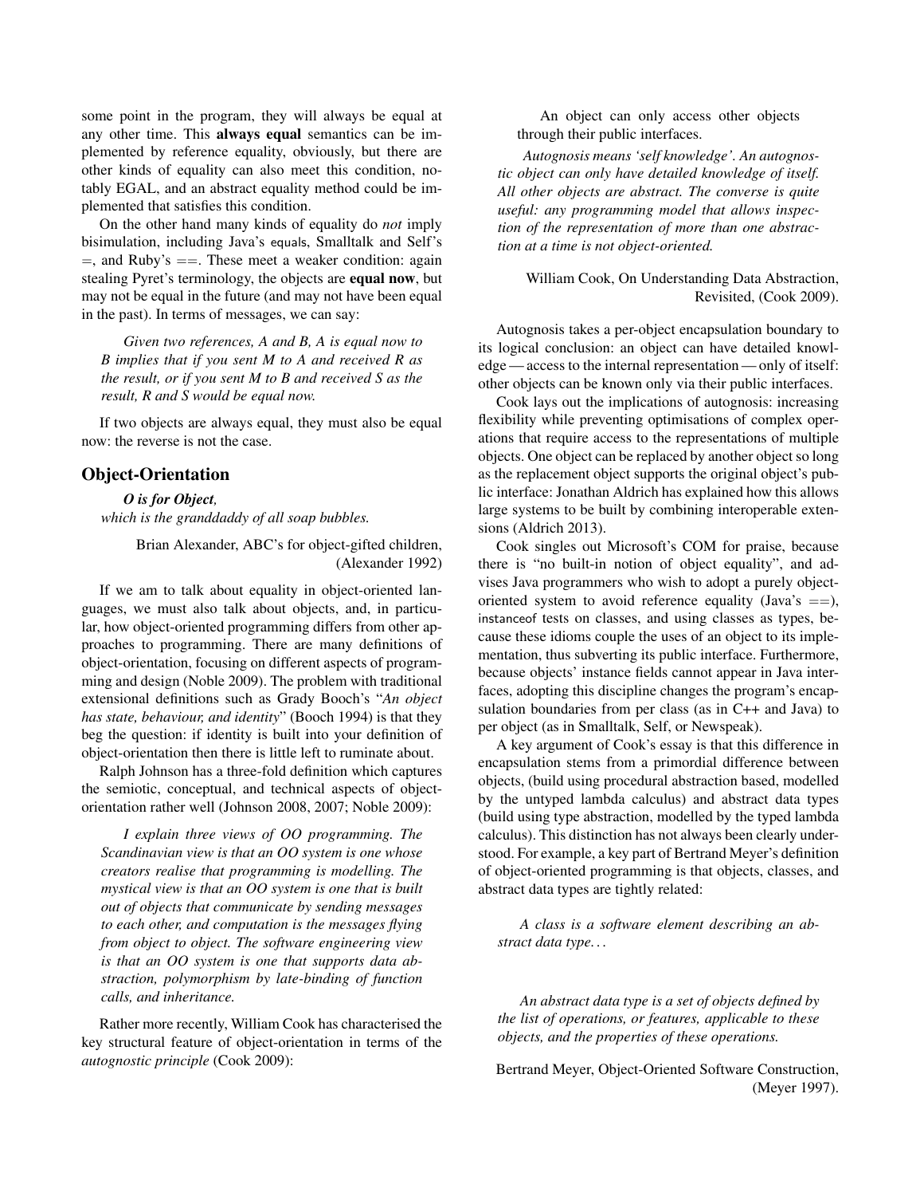some point in the program, they will always be equal at any other time. This **always equal** semantics can be implemented by reference equality, obviously, but there are other kinds of equality can also meet this condition, notably EGAL, and an abstract equality method could be implemented that satisfies this condition.

On the other hand many kinds of equality do *not* imply bisimulation, including Java's equals, Smalltalk and Self's =, and Ruby's ==. These meet a weaker condition: again stealing Pyret's terminology, the objects are **equal now**, but may not be equal in the future (and may not have been equal in the past). In terms of messages, we can say:

> *Given two references, A and B, A is equal now to B implies that if you sent M to A and received R as the result, or if you sent M to B and received S as the result, R and S would be equal now.*

If two objects are always equal, they must also be equal now: the reverse is not the case.

## Object-Orientation

> ***O is for Object,***
> *which is the granddaddy of all soap bubbles.*
>
> Brian Alexander, ABC's for object-gifted children, (Alexander 1992)

If we am to talk about equality in object-oriented languages, we must also talk about objects, and, in particular, how object-oriented programming differs from other approaches to programming. There are many definitions of object-orientation, focusing on different aspects of programming and design (Noble 2009). The problem with traditional extensional definitions such as Grady Booch's "*An object has state, behaviour, and identity*" (Booch 1994) is that they beg the question: if identity is built into your definition of object-orientation then there is little left to ruminate about.

Ralph Johnson has a three-fold definition which captures the semiotic, conceptual, and technical aspects of object-orientation rather well (Johnson 2008, 2007; Noble 2009):

> *I explain three views of OO programming. The Scandinavian view is that an OO system is one whose creators realise that programming is modelling. The mystical view is that an OO system is one that is built out of objects that communicate by sending messages to each other, and computation is the messages flying from object to object. The software engineering view is that an OO system is one that supports data abstraction, polymorphism by late-binding of function calls, and inheritance.*

Rather more recently, William Cook has characterised the key structural feature of object-orientation in terms of the *autognostic principle* (Cook 2009):

> An object can only access other objects through their public interfaces.
>
> *Autognosis means 'self knowledge'. An autognostic object can only have detailed knowledge of itself. All other objects are abstract. The converse is quite useful: any programming model that allows inspection of the representation of more than one abstraction at a time is not object-oriented.*
>
> William Cook, On Understanding Data Abstraction, Revisited, (Cook 2009).

Autognosis takes a per-object encapsulation boundary to its logical conclusion: an object can have detailed knowledge — access to the internal representation — only of itself: other objects can be known only via their public interfaces.

Cook lays out the implications of autognosis: increasing flexibility while preventing optimisations of complex operations that require access to the representations of multiple objects. One object can be replaced by another object so long as the replacement object supports the original object's public interface: Jonathan Aldrich has explained how this allows large systems to be built by combining interoperable extensions (Aldrich 2013).

Cook singles out Microsoft's COM for praise, because there is "no built-in notion of object equality", and advises Java programmers who wish to adopt a purely object-oriented system to avoid reference equality (Java's ==), instanceof tests on classes, and using classes as types, because these idioms couple the uses of an object to its implementation, thus subverting its public interface. Furthermore, because objects' instance fields cannot appear in Java interfaces, adopting this discipline changes the program's encapsulation boundaries from per class (as in C++ and Java) to per object (as in Smalltalk, Self, or Newspeak).

A key argument of Cook's essay is that this difference in encapsulation stems from a primordial difference between objects, (build using procedural abstraction based, modelled by the untyped lambda calculus) and abstract data types (build using type abstraction, modelled by the typed lambda calculus). This distinction has not always been clearly understood. For example, a key part of Bertrand Meyer's definition of object-oriented programming is that objects, classes, and abstract data types are tightly related:

> *A class is a software element describing an abstract data type...*
>
> *An abstract data type is a set of objects defined by the list of operations, or features, applicable to these objects, and the properties of these operations.*
>
> Bertrand Meyer, Object-Oriented Software Construction, (Meyer 1997).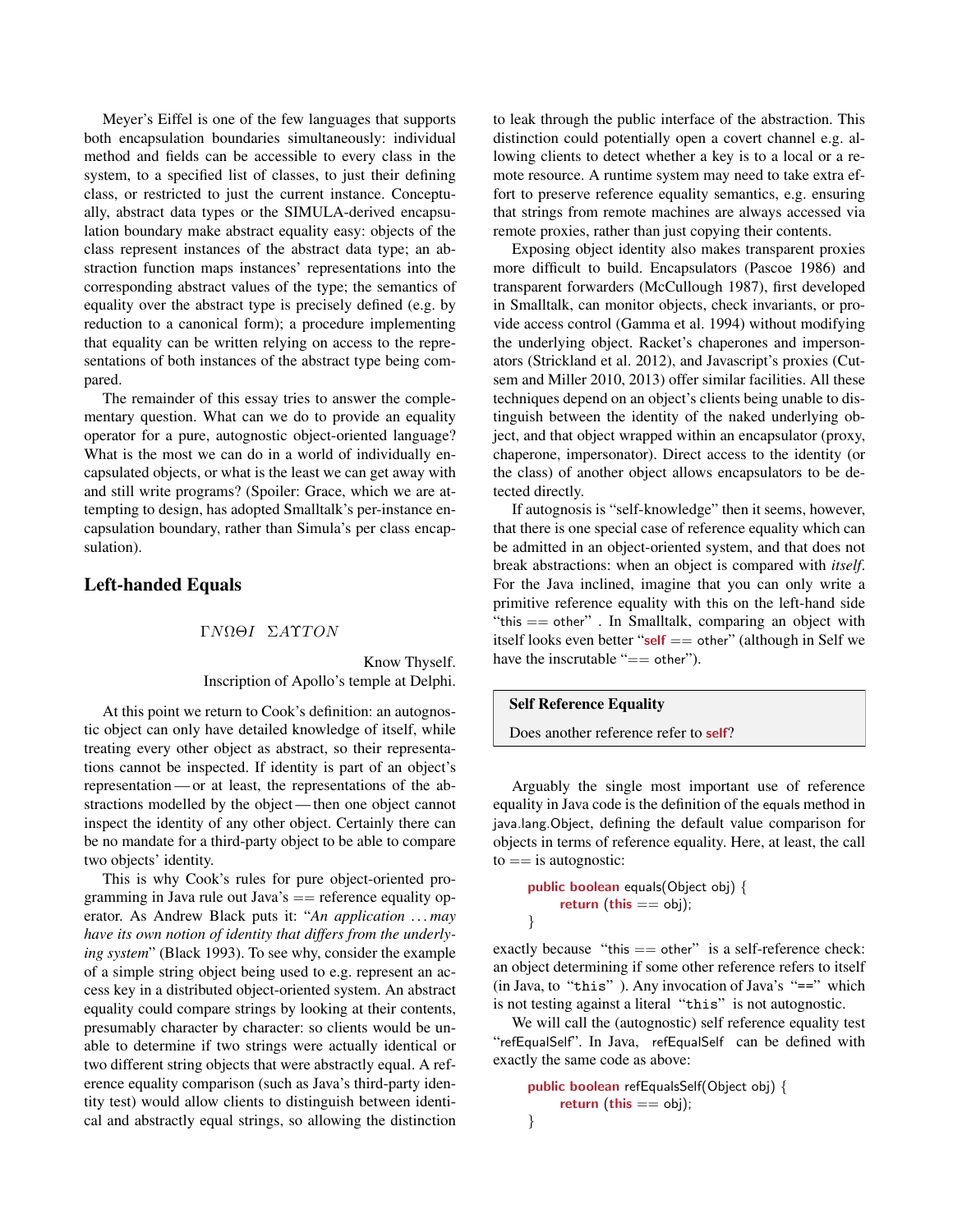Meyer's Eiffel is one of the few languages that supports both encapsulation boundaries simultaneously: individual method and fields can be accessible to every class in the system, to a specified list of classes, to just their defining class, or restricted to just the current instance. Conceptually, abstract data types or the SIMULA-derived encapsulation boundary make abstract equality easy: objects of the class represent instances of the abstract data type; an abstraction function maps instances' representations into the corresponding abstract values of the type; the semantics of equality over the abstract type is precisely defined (e.g. by reduction to a canonical form); a procedure implementing that equality can be written relying on access to the representations of both instances of the abstract type being compared.

The remainder of this essay tries to answer the complementary question. What can we do to provide an equality operator for a pure, autognostic object-oriented language? What is the most we can do in a world of individually encapsulated objects, or what is the least we can get away with and still write programs? (Spoiler: Grace, which we are attempting to design, has adopted Smalltalk's per-instance encapsulation boundary, rather than Simula's per class encapsulation).

## Left-handed Equals

ΓΝΩΘΙ ΣΑΥΤΟΝ

Know Thyself.
Inscription of Apollo's temple at Delphi.

At this point we return to Cook's definition: an autognostic object can only have detailed knowledge of itself, while treating every other object as abstract, so their representations cannot be inspected. If identity is part of an object's representation — or at least, the representations of the abstractions modelled by the object — then one object cannot inspect the identity of any other object. Certainly there can be no mandate for a third-party object to be able to compare two objects' identity.

This is why Cook's rules for pure object-oriented programming in Java rule out Java's == reference equality operator. As Andrew Black puts it: "*An application … may have its own notion of identity that differs from the underlying system*" (Black 1993). To see why, consider the example of a simple string object being used to e.g. represent an access key in a distributed object-oriented system. An abstract equality could compare strings by looking at their contents, presumably character by character: so clients would be unable to determine if two strings were actually identical or two different string objects that were abstractly equal. A reference equality comparison (such as Java's third-party identity test) would allow clients to distinguish between identical and abstractly equal strings, so allowing the distinction to leak through the public interface of the abstraction. This distinction could potentially open a covert channel e.g. allowing clients to detect whether a key is to a local or a remote resource. A runtime system may need to take extra effort to preserve reference equality semantics, e.g. ensuring that strings from remote machines are always accessed via remote proxies, rather than just copying their contents.

Exposing object identity also makes transparent proxies more difficult to build. Encapsulators (Pascoe 1986) and transparent forwarders (McCullough 1987), first developed in Smalltalk, can monitor objects, check invariants, or provide access control (Gamma et al. 1994) without modifying the underlying object. Racket's chaperones and impersonators (Strickland et al. 2012), and Javascript's proxies (Cutsem and Miller 2010, 2013) offer similar facilities. All these techniques depend on an object's clients being unable to distinguish between the identity of the naked underlying object, and that object wrapped within an encapsulator (proxy, chaperone, impersonator). Direct access to the identity (or the class) of another object allows encapsulators to be detected directly.

If autognosis is "self-knowledge" then it seems, however, that there is one special case of reference equality which can be admitted in an object-oriented system, and that does not break abstractions: when an object is compared with *itself*. For the Java inclined, imagine that you can only write a primitive reference equality with this on the left-hand side "this == other" . In Smalltalk, comparing an object with itself looks even better "**self** == other" (although in Self we have the inscrutable "== other").

> **Self Reference Equality**
>
> Does another reference refer to **self**?

Arguably the single most important use of reference equality in Java code is the definition of the equals method in java.lang.Object, defining the default value comparison for objects in terms of reference equality. Here, at least, the call to == is autognostic:

```
public boolean equals(Object obj) {
    return (this == obj);
}
```

exactly because "this == other" is a self-reference check: an object determining if some other reference refers to itself (in Java, to "this"). Any invocation of Java's "==" which is not testing against a literal "this" is not autognostic.

We will call the (autognostic) self reference equality test "refEqualSelf". In Java, refEqualSelf can be defined with exactly the same code as above:

```
public boolean refEqualsSelf(Object obj) {
    return (this == obj);
}
```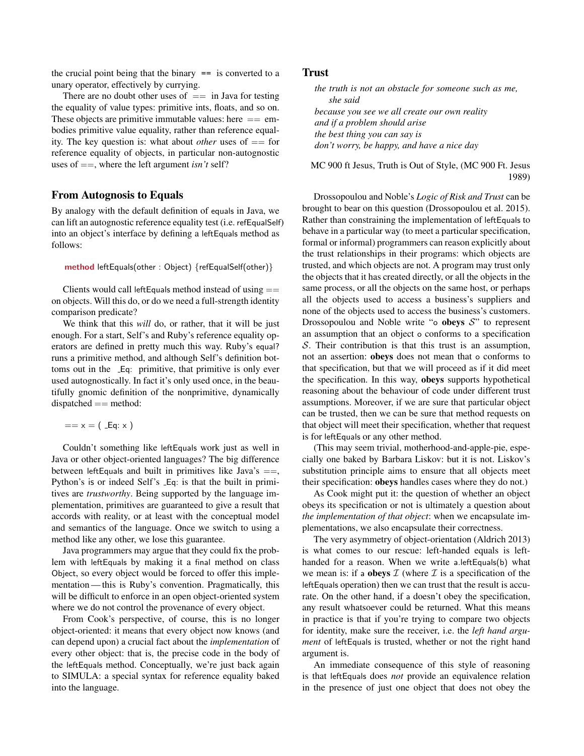the crucial point being that the binary **==** is converted to a unary operator, effectively by currying.

There are no doubt other uses of == in Java for testing the equality of value types: primitive ints, floats, and so on. These objects are primitive immutable values: here == embodies primitive value equality, rather than reference equality. The key question is: what about *other* uses of == for reference equality of objects, in particular non-autognostic uses of ==, where the left argument *isn't* self?

## From Autognosis to Equals

By analogy with the default definition of equals in Java, we can lift an autognostic reference equality test (i.e. refEqualSelf) into an object's interface by defining a leftEquals method as follows:

```
method leftEquals(other : Object) {refEqualSelf(other)}
```

Clients would call leftEquals method instead of using == on objects. Will this do, or do we need a full-strength identity comparison predicate?

We think that this *will* do, or rather, that it will be just enough. For a start, Self's and Ruby's reference equality operators are defined in pretty much this way. Ruby's equal? runs a primitive method, and although Self's definition bottoms out in the _Eq: primitive, that primitive is only ever used autognostically. In fact it's only used once, in the beautifully gnomic definition of the nonprimitive, dynamically dispatched == method:

```
== x = ( _Eq: x )
```

Couldn't something like leftEquals work just as well in Java or other object-oriented languages? The big difference between leftEquals and built in primitives like Java's ==, Python's is or indeed Self's _Eq: is that the built in primitives are *trustworthy*. Being supported by the language implementation, primitives are guaranteed to give a result that accords with reality, or at least with the conceptual model and semantics of the language. Once we switch to using a method like any other, we lose this guarantee.

Java programmers may argue that they could fix the problem with leftEquals by making it a final method on class Object, so every object would be forced to offer this implementation — this is Ruby's convention. Pragmatically, this will be difficult to enforce in an open object-oriented system where we do not control the provenance of every object.

From Cook's perspective, of course, this is no longer object-oriented: it means that every object now knows (and can depend upon) a crucial fact about the *implementation* of every other object: that is, the precise code in the body of the leftEquals method. Conceptually, we're just back again to SIMULA: a special syntax for reference equality baked into the language.

## Trust

*the truth is not an obstacle for someone such as me,*
*she said*
*because you see we all create our own reality*
*and if a problem should arise*
*the best thing you can say is*
*don't worry, be happy, and have a nice day*

MC 900 ft Jesus, Truth is Out of Style, (MC 900 Ft. Jesus 1989)

Drossopoulou and Noble's *Logic of Risk and Trust* can be brought to bear on this question (Drossopoulou et al. 2015). Rather than constraining the implementation of leftEquals to behave in a particular way (to meet a particular specification, formal or informal) programmers can reason explicitly about the trust relationships in their programs: which objects are trusted, and which objects are not. A program may trust only the objects that it has created directly, or all the objects in the same process, or all the objects on the same host, or perhaps all the objects used to access a business's suppliers and none of the objects used to access the business's customers. Drossopoulou and Noble write "o **obeys** $\mathcal{S}$" to represent an assumption that an object o conforms to a specification $\mathcal{S}$. Their contribution is that this trust is an assumption, not an assertion: **obeys** does not mean that o conforms to that specification, but that we will proceed as if it did meet the specification. In this way, **obeys** supports hypothetical reasoning about the behaviour of code under different trust assumptions. Moreover, if we are sure that particular object can be trusted, then we can be sure that method requests on that object will meet their specification, whether that request is for leftEquals or any other method.

(This may seem trivial, motherhood-and-apple-pie, especially one baked by Barbara Liskov: but it is not. Liskov's substitution principle aims to ensure that all objects meet their specification: **obeys** handles cases where they do not.)

As Cook might put it: the question of whether an object obeys its specification or not is ultimately a question about *the implementation of that object*: when we encapsulate implementations, we also encapsulate their correctness.

The very asymmetry of object-orientation (Aldrich 2013) is what comes to our rescue: left-handed equals is left-handed for a reason. When we write a.leftEquals(b) what we mean is: if a **obeys** $\mathcal{I}$ (where $\mathcal{I}$ is a specification of the leftEquals operation) then we can trust that the result is accurate. On the other hand, if a doesn't obey the specification, any result whatsoever could be returned. What this means in practice is that if you're trying to compare two objects for identity, make sure the receiver, i.e. the *left hand argument* of leftEquals is trusted, whether or not the right hand argument is.

An immediate consequence of this style of reasoning is that leftEquals does *not* provide an equivalence relation in the presence of just one object that does not obey the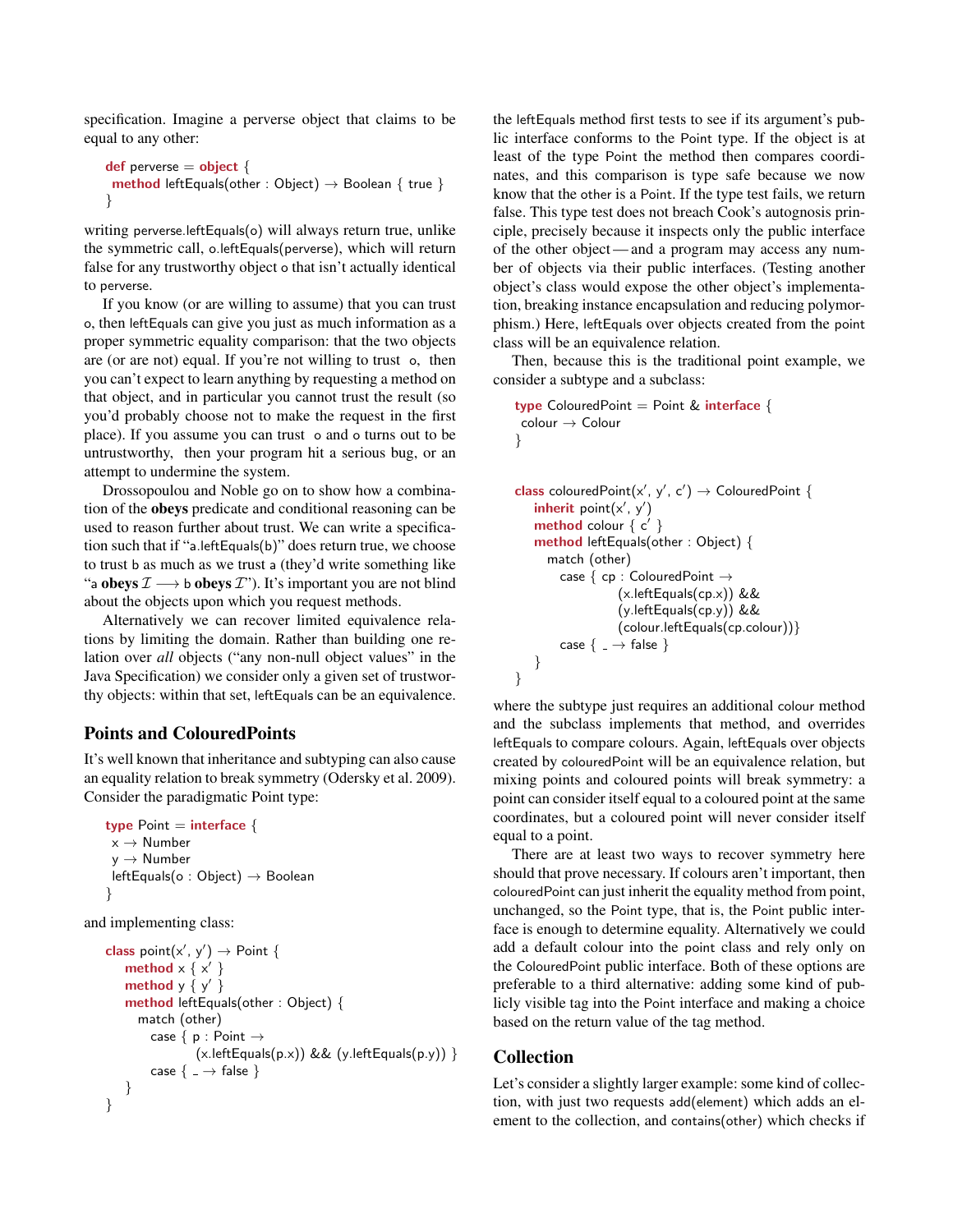specification. Imagine a perverse object that claims to be equal to any other:

```
def perverse = object {
 method leftEquals(other : Object) → Boolean { true }
}
```

writing perverse.leftEquals(o) will always return true, unlike the symmetric call, o.leftEquals(perverse), which will return false for any trustworthy object o that isn't actually identical to perverse.

If you know (or are willing to assume) that you can trust o, then leftEquals can give you just as much information as a proper symmetric equality comparison: that the two objects are (or are not) equal. If you're not willing to trust o, then you can't expect to learn anything by requesting a method on that object, and in particular you cannot trust the result (so you'd probably choose not to make the request in the first place). If you assume you can trust o and o turns out to be untrustworthy, then your program hit a serious bug, or an attempt to undermine the system.

Drossopoulou and Noble go on to show how a combination of the **obeys** predicate and conditional reasoning can be used to reason further about trust. We can write a specification such that if "a.leftEquals(b)" does return true, we choose to trust b as much as we trust a (they'd write something like "a **obeys** $\mathcal{I} \longrightarrow$ b **obeys** $\mathcal{I}$"). It's important you are not blind about the objects upon which you request methods.

Alternatively we can recover limited equivalence relations by limiting the domain. Rather than building one relation over *all* objects ("any non-null object values" in the Java Specification) we consider only a given set of trustworthy objects: within that set, leftEquals can be an equivalence.

## Points and ColouredPoints

It's well known that inheritance and subtyping can also cause an equality relation to break symmetry (Odersky et al. 2009). Consider the paradigmatic Point type:

```
type Point = interface {
 x → Number
 y → Number
 leftEquals(o : Object) → Boolean
}
```

and implementing class:

```
class point(x′, y′) → Point {
   method x { x′ }
   method y { y′ }
   method leftEquals(other : Object) {
      match (other)
         case { p : Point →
               (x.leftEquals(p.x)) && (y.leftEquals(p.y)) }
         case { _ → false }
   }
}
```

the leftEquals method first tests to see if its argument's public interface conforms to the Point type. If the object is at least of the type Point the method then compares coordinates, and this comparison is type safe because we now know that the other is a Point. If the type test fails, we return false. This type test does not breach Cook's autognosis principle, precisely because it inspects only the public interface of the other object — and a program may access any number of objects via their public interfaces. (Testing another object's class would expose the other object's implementation, breaking instance encapsulation and reducing polymorphism.) Here, leftEquals over objects created from the point class will be an equivalence relation.

Then, because this is the traditional point example, we consider a subtype and a subclass:

```
type ColouredPoint = Point & interface {
 colour → Colour
}


class colouredPoint(x′, y′, c′) → ColouredPoint {
   inherit point(x′, y′)
   method colour { c′ }
   method leftEquals(other : Object) {
      match (other)
         case { cp : ColouredPoint →
                  (x.leftEquals(cp.x)) &&
                  (y.leftEquals(cp.y)) &&
                  (colour.leftEquals(cp.colour))}
         case { _ → false }
   }
}
```

where the subtype just requires an additional colour method and the subclass implements that method, and overrides leftEquals to compare colours. Again, leftEquals over objects created by colouredPoint will be an equivalence relation, but mixing points and coloured points will break symmetry: a point can consider itself equal to a coloured point at the same coordinates, but a coloured point will never consider itself equal to a point.

There are at least two ways to recover symmetry here should that prove necessary. If colours aren't important, then colouredPoint can just inherit the equality method from point, unchanged, so the Point type, that is, the Point public interface is enough to determine equality. Alternatively we could add a default colour into the point class and rely only on the ColouredPoint public interface. Both of these options are preferable to a third alternative: adding some kind of publicly visible tag into the Point interface and making a choice based on the return value of the tag method.

## Collection

Let's consider a slightly larger example: some kind of collection, with just two requests add(element) which adds an element to the collection, and contains(other) which checks if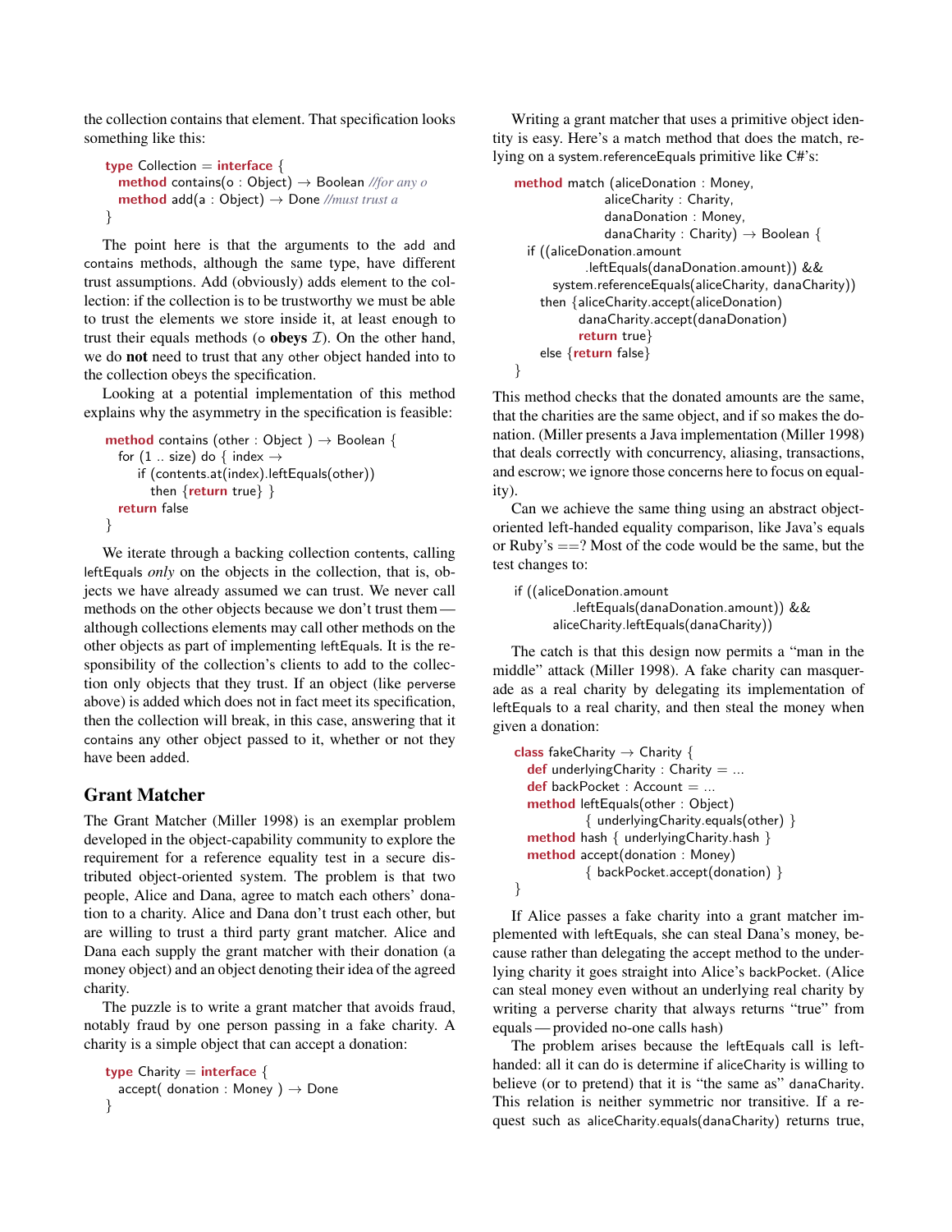the collection contains that element. That specification looks something like this:

```
type Collection = interface {
  method contains(o : Object) → Boolean //for any o
  method add(a : Object) → Done //must trust a
}
```

The point here is that the arguments to the add and contains methods, although the same type, have different trust assumptions. Add (obviously) adds element to the collection: if the collection is to be trustworthy we must be able to trust the elements we store inside it, at least enough to trust their equals methods (o **obeys** $\mathcal{I}$). On the other hand, we do **not** need to trust that any other object handed into to the collection obeys the specification.

Looking at a potential implementation of this method explains why the asymmetry in the specification is feasible:

```
method contains (other : Object ) → Boolean {
  for (1 .. size) do { index →
     if (contents.at(index).leftEquals(other))
        then {return true} }
  return false
}
```

We iterate through a backing collection contents, calling leftEquals *only* on the objects in the collection, that is, objects we have already assumed we can trust. We never call methods on the other objects because we don't trust them — although collections elements may call other methods on the other objects as part of implementing leftEquals. It is the responsibility of the collection's clients to add to the collection only objects that they trust. If an object (like perverse above) is added which does not in fact meet its specification, then the collection will break, in this case, answering that it contains any other object passed to it, whether or not they have been added.

## Grant Matcher

The Grant Matcher (Miller 1998) is an exemplar problem developed in the object-capability community to explore the requirement for a reference equality test in a secure distributed object-oriented system. The problem is that two people, Alice and Dana, agree to match each others' donation to a charity. Alice and Dana don't trust each other, but are willing to trust a third party grant matcher. Alice and Dana each supply the grant matcher with their donation (a money object) and an object denoting their idea of the agreed charity.

The puzzle is to write a grant matcher that avoids fraud, notably fraud by one person passing in a fake charity. A charity is a simple object that can accept a donation:

```
type Charity = interface {
  accept( donation : Money ) → Done
}
```

Writing a grant matcher that uses a primitive object identity is easy. Here's a match method that does the match, relying on a system.referenceEquals primitive like C#'s:

```
method match (aliceDonation : Money,
              aliceCharity : Charity,
              danaDonation : Money,
              danaCharity : Charity) → Boolean {
  if ((aliceDonation.amount
          .leftEquals(danaDonation.amount)) &&
       system.referenceEquals(aliceCharity, danaCharity))
     then {aliceCharity.accept(aliceDonation)
           danaCharity.accept(danaDonation)
           return true}
     else {return false}
}
```

This method checks that the donated amounts are the same, that the charities are the same object, and if so makes the donation. (Miller presents a Java implementation (Miller 1998) that deals correctly with concurrency, aliasing, transactions, and escrow; we ignore those concerns here to focus on equality).

Can we achieve the same thing using an abstract object-oriented left-handed equality comparison, like Java's equals or Ruby's ==? Most of the code would be the same, but the test changes to:

```
if ((aliceDonation.amount
        .leftEquals(danaDonation.amount)) &&
     aliceCharity.leftEquals(danaCharity))
```

The catch is that this design now permits a "man in the middle" attack (Miller 1998). A fake charity can masquerade as a real charity by delegating its implementation of leftEquals to a real charity, and then steal the money when given a donation:

```
class fakeCharity → Charity {
  def underlyingCharity : Charity = ...
  def backPocket : Account = ...
  method leftEquals(other : Object)
           { underlyingCharity.equals(other) }
  method hash { underlyingCharity.hash }
  method accept(donation : Money)
           { backPocket.accept(donation) }
}
```

If Alice passes a fake charity into a grant matcher implemented with leftEquals, she can steal Dana's money, because rather than delegating the accept method to the underlying charity it goes straight into Alice's backPocket. (Alice can steal money even without an underlying real charity by writing a perverse charity that always returns "true" from equals — provided no-one calls hash)

The problem arises because the leftEquals call is left-handed: all it can do is determine if aliceCharity is willing to believe (or to pretend) that it is "the same as" danaCharity. This relation is neither symmetric nor transitive. If a request such as aliceCharity.equals(danaCharity) returns true,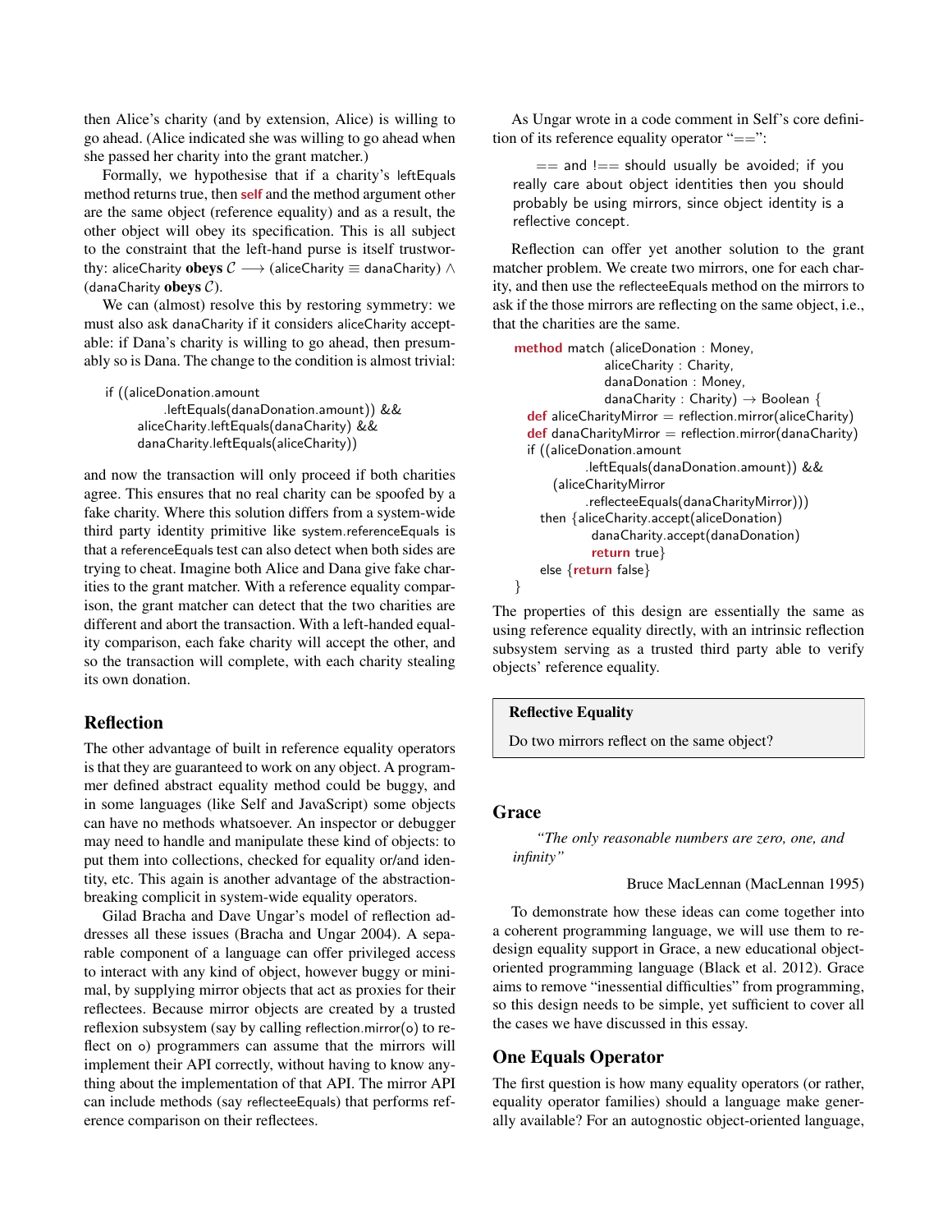then Alice's charity (and by extension, Alice) is willing to go ahead. (Alice indicated she was willing to go ahead when she passed her charity into the grant matcher.)

Formally, we hypothesise that if a charity's leftEquals method returns true, then **self** and the method argument other are the same object (reference equality) and as a result, the other object will obey its specification. This is all subject to the constraint that the left-hand purse is itself trustworthy: aliceCharity **obeys** $\mathcal{C} \longrightarrow$ (aliceCharity $\equiv$ danaCharity) $\wedge$ (danaCharity **obeys** $\mathcal{C}$).

We can (almost) resolve this by restoring symmetry: we must also ask danaCharity if it considers aliceCharity acceptable: if Dana's charity is willing to go ahead, then presumably so is Dana. The change to the condition is almost trivial:

```
if ((aliceDonation.amount
        .leftEquals(danaDonation.amount)) &&
    aliceCharity.leftEquals(danaCharity) &&
    danaCharity.leftEquals(aliceCharity))
```

and now the transaction will only proceed if both charities agree. This ensures that no real charity can be spoofed by a fake charity. Where this solution differs from a system-wide third party identity primitive like system.referenceEquals is that a referenceEquals test can also detect when both sides are trying to cheat. Imagine both Alice and Dana give fake charities to the grant matcher. With a reference equality comparison, the grant matcher can detect that the two charities are different and abort the transaction. With a left-handed equality comparison, each fake charity will accept the other, and so the transaction will complete, with each charity stealing its own donation.

## Reflection

The other advantage of built in reference equality operators is that they are guaranteed to work on any object. A programmer defined abstract equality method could be buggy, and in some languages (like Self and JavaScript) some objects can have no methods whatsoever. An inspector or debugger may need to handle and manipulate these kind of objects: to put them into collections, checked for equality or/and identity, etc. This again is another advantage of the abstraction-breaking complicit in system-wide equality operators.

Gilad Bracha and Dave Ungar's model of reflection addresses all these issues (Bracha and Ungar 2004). A separable component of a language can offer privileged access to interact with any kind of object, however buggy or minimal, by supplying mirror objects that act as proxies for their reflectees. Because mirror objects are created by a trusted reflexion subsystem (say by calling reflection.mirror(o) to reflect on o) programmers can assume that the mirrors will implement their API correctly, without having to know anything about the implementation of that API. The mirror API can include methods (say reflecteeEquals) that performs reference comparison on their reflectees.

As Ungar wrote in a code comment in Self's core definition of its reference equality operator "==":

> == and !== should usually be avoided; if you really care about object identities then you should probably be using mirrors, since object identity is a reflective concept.

Reflection can offer yet another solution to the grant matcher problem. We create two mirrors, one for each charity, and then use the reflecteeEquals method on the mirrors to ask if the those mirrors are reflecting on the same object, i.e., that the charities are the same.

```
method match (aliceDonation : Money,
              aliceCharity : Charity,
              danaDonation : Money,
              danaCharity : Charity) → Boolean {
  def aliceCharityMirror = reflection.mirror(aliceCharity)
  def danaCharityMirror = reflection.mirror(danaCharity)
  if ((aliceDonation.amount
          .leftEquals(danaDonation.amount)) &&
      (aliceCharityMirror
          .reflecteeEquals(danaCharityMirror)))
    then {aliceCharity.accept(aliceDonation)
          danaCharity.accept(danaDonation)
          return true}
    else {return false}
}
```

The properties of this design are essentially the same as using reference equality directly, with an intrinsic reflection subsystem serving as a trusted third party able to verify objects' reference equality.

> **Reflective Equality**
>
> Do two mirrors reflect on the same object?

## Grace

> *"The only reasonable numbers are zero, one, and infinity"*
>
> Bruce MacLennan (MacLennan 1995)

To demonstrate how these ideas can come together into a coherent programming language, we will use them to redesign equality support in Grace, a new educational object-oriented programming language (Black et al. 2012). Grace aims to remove "inessential difficulties" from programming, so this design needs to be simple, yet sufficient to cover all the cases we have discussed in this essay.

### One Equals Operator

The first question is how many equality operators (or rather, equality operator families) should a language make generally available? For an autognostic object-oriented language,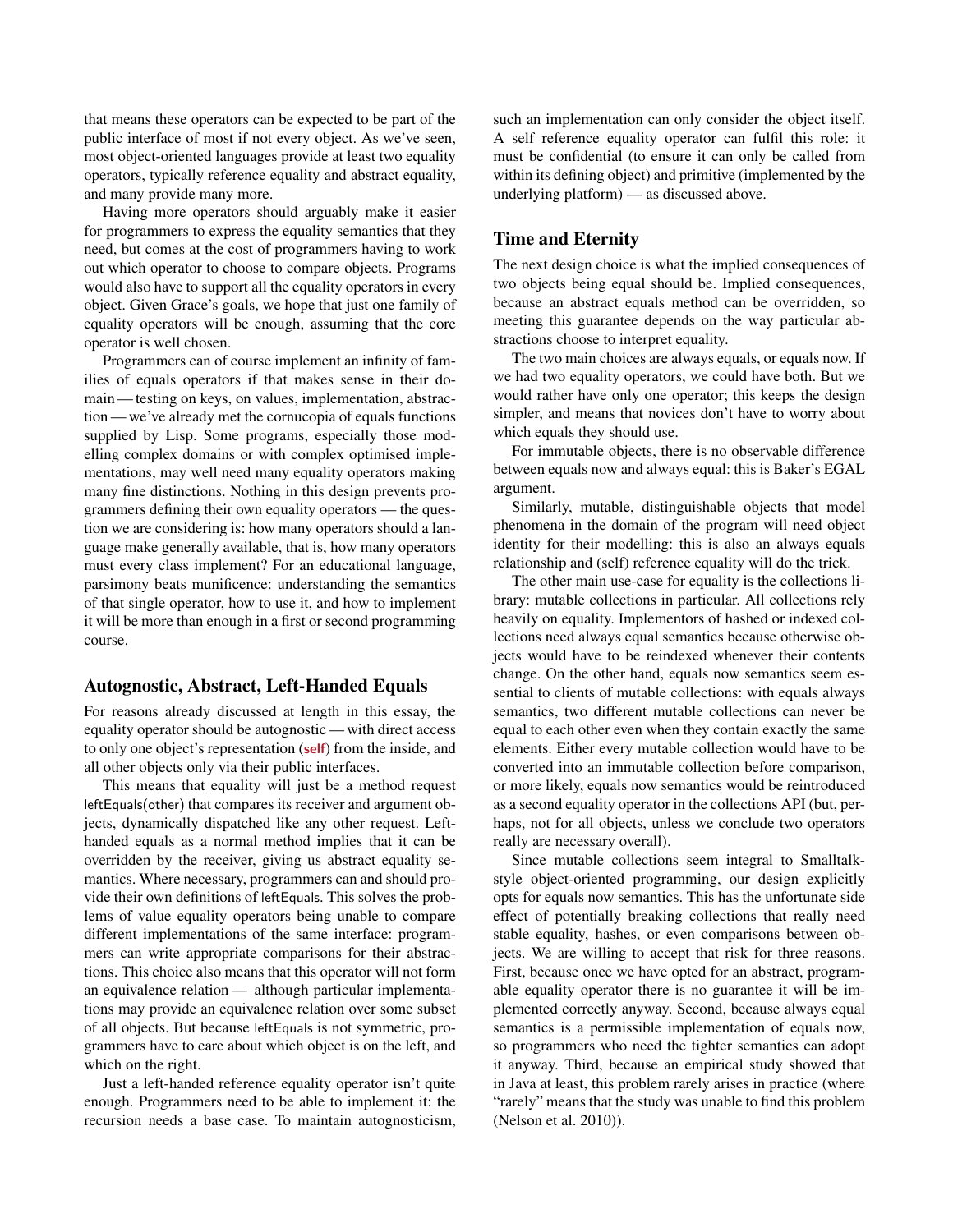that means these operators can be expected to be part of the public interface of most if not every object. As we've seen, most object-oriented languages provide at least two equality operators, typically reference equality and abstract equality, and many provide many more.

Having more operators should arguably make it easier for programmers to express the equality semantics that they need, but comes at the cost of programmers having to work out which operator to choose to compare objects. Programs would also have to support all the equality operators in every object. Given Grace's goals, we hope that just one family of equality operators will be enough, assuming that the core operator is well chosen.

Programmers can of course implement an infinity of families of equals operators if that makes sense in their domain — testing on keys, on values, implementation, abstraction — we've already met the cornucopia of equals functions supplied by Lisp. Some programs, especially those modelling complex domains or with complex optimised implementations, may well need many equality operators making many fine distinctions. Nothing in this design prevents programmers defining their own equality operators — the question we are considering is: how many operators should a language make generally available, that is, how many operators must every class implement? For an educational language, parsimony beats munificence: understanding the semantics of that single operator, how to use it, and how to implement it will be more than enough in a first or second programming course.

### Autognostic, Abstract, Left-Handed Equals

For reasons already discussed at length in this essay, the equality operator should be autognostic — with direct access to only one object's representation (**self**) from the inside, and all other objects only via their public interfaces.

This means that equality will just be a method request leftEquals(other) that compares its receiver and argument objects, dynamically dispatched like any other request. Left-handed equals as a normal method implies that it can be overridden by the receiver, giving us abstract equality semantics. Where necessary, programmers can and should provide their own definitions of leftEquals. This solves the problems of value equality operators being unable to compare different implementations of the same interface: programmers can write appropriate comparisons for their abstractions. This choice also means that this operator will not form an equivalence relation — although particular implementations may provide an equivalence relation over some subset of all objects. But because leftEquals is not symmetric, programmers have to care about which object is on the left, and which on the right.

Just a left-handed reference equality operator isn't quite enough. Programmers need to be able to implement it: the recursion needs a base case. To maintain autognosticism, such an implementation can only consider the object itself. A self reference equality operator can fulfil this role: it must be confidential (to ensure it can only be called from within its defining object) and primitive (implemented by the underlying platform) — as discussed above.

### Time and Eternity

The next design choice is what the implied consequences of two objects being equal should be. Implied consequences, because an abstract equals method can be overridden, so meeting this guarantee depends on the way particular abstractions choose to interpret equality.

The two main choices are always equals, or equals now. If we had two equality operators, we could have both. But we would rather have only one operator; this keeps the design simpler, and means that novices don't have to worry about which equals they should use.

For immutable objects, there is no observable difference between equals now and always equal: this is Baker's EGAL argument.

Similarly, mutable, distinguishable objects that model phenomena in the domain of the program will need object identity for their modelling: this is also an always equals relationship and (self) reference equality will do the trick.

The other main use-case for equality is the collections library: mutable collections in particular. All collections rely heavily on equality. Implementors of hashed or indexed collections need always equal semantics because otherwise objects would have to be reindexed whenever their contents change. On the other hand, equals now semantics seem essential to clients of mutable collections: with equals always semantics, two different mutable collections can never be equal to each other even when they contain exactly the same elements. Either every mutable collection would have to be converted into an immutable collection before comparison, or more likely, equals now semantics would be reintroduced as a second equality operator in the collections API (but, perhaps, not for all objects, unless we conclude two operators really are necessary overall).

Since mutable collections seem integral to Smalltalk-style object-oriented programming, our design explicitly opts for equals now semantics. This has the unfortunate side effect of potentially breaking collections that really need stable equality, hashes, or even comparisons between objects. We are willing to accept that risk for three reasons. First, because once we have opted for an abstract, programmable equality operator there is no guarantee it will be implemented correctly anyway. Second, because always equal semantics is a permissible implementation of equals now, so programmers who need the tighter semantics can adopt it anyway. Third, because an empirical study showed that in Java at least, this problem rarely arises in practice (where "rarely" means that the study was unable to find this problem (Nelson et al. 2010)).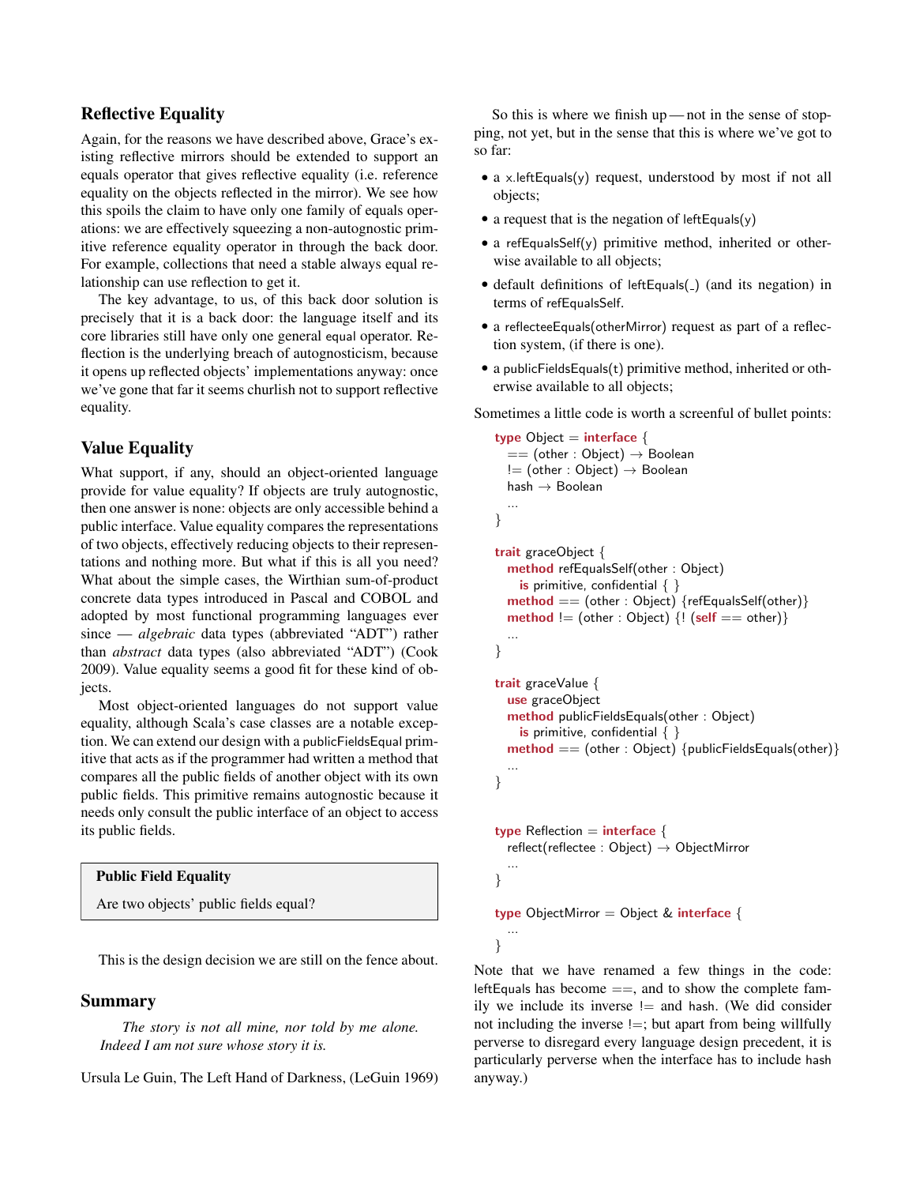## Reflective Equality

Again, for the reasons we have described above, Grace's existing reflective mirrors should be extended to support an equals operator that gives reflective equality (i.e. reference equality on the objects reflected in the mirror). We see how this spoils the claim to have only one family of equals operations: we are effectively squeezing a non-autognostic primitive reference equality operator in through the back door. For example, collections that need a stable always equal relationship can use reflection to get it.

The key advantage, to us, of this back door solution is precisely that it is a back door: the language itself and its core libraries still have only one general equal operator. Reflection is the underlying breach of autognosticism, because it opens up reflected objects' implementations anyway: once we've gone that far it seems churlish not to support reflective equality.

## Value Equality

What support, if any, should an object-oriented language provide for value equality? If objects are truly autognostic, then one answer is none: objects are only accessible behind a public interface. Value equality compares the representations of two objects, effectively reducing objects to their representations and nothing more. But what if this is all you need? What about the simple cases, the Wirthian sum-of-product concrete data types introduced in Pascal and COBOL and adopted by most functional programming languages ever since — *algebraic* data types (abbreviated "ADT") rather than *abstract* data types (also abbreviated "ADT") (Cook 2009). Value equality seems a good fit for these kind of objects.

Most object-oriented languages do not support value equality, although Scala's case classes are a notable exception. We can extend our design with a publicFieldsEqual primitive that acts as if the programmer had written a method that compares all the public fields of another object with its own public fields. This primitive remains autognostic because it needs only consult the public interface of an object to access its public fields.

> **Public Field Equality**
>
> Are two objects' public fields equal?

This is the design decision we are still on the fence about.

## Summary

> *The story is not all mine, nor told by me alone. Indeed I am not sure whose story it is.*

Ursula Le Guin, The Left Hand of Darkness, (LeGuin 1969)

So this is where we finish up — not in the sense of stopping, not yet, but in the sense that this is where we've got to so far:

- a x.leftEquals(y) request, understood by most if not all objects;
- a request that is the negation of leftEquals(y)
- a refEqualsSelf(y) primitive method, inherited or otherwise available to all objects;
- default definitions of leftEquals(_) (and its negation) in terms of refEqualsSelf.
- a reflecteeEquals(otherMirror) request as part of a reflection system, (if there is one).
- a publicFieldsEquals(t) primitive method, inherited or otherwise available to all objects;

Sometimes a little code is worth a screenful of bullet points:

```
type Object = interface {
  == (other : Object) → Boolean
  != (other : Object) → Boolean
  hash → Boolean
  ...
}

trait graceObject {
  method refEqualsSelf(other : Object)
    is primitive, confidential { }
  method == (other : Object) {refEqualsSelf(other)}
  method != (other : Object) {! (self == other)}
  ...
}

trait graceValue {
  use graceObject
  method publicFieldsEquals(other : Object)
    is primitive, confidential { }
  method == (other : Object) {publicFieldsEquals(other)}
  ...
}


type Reflection = interface {
  reflect(reflectee : Object) → ObjectMirror
  ...
}

type ObjectMirror = Object & interface {
  ...
}
```

Note that we have renamed a few things in the code: leftEquals has become ==, and to show the complete family we include its inverse != and hash. (We did consider not including the inverse !=; but apart from being willfully perverse to disregard every language design precedent, it is particularly perverse when the interface has to include hash anyway.)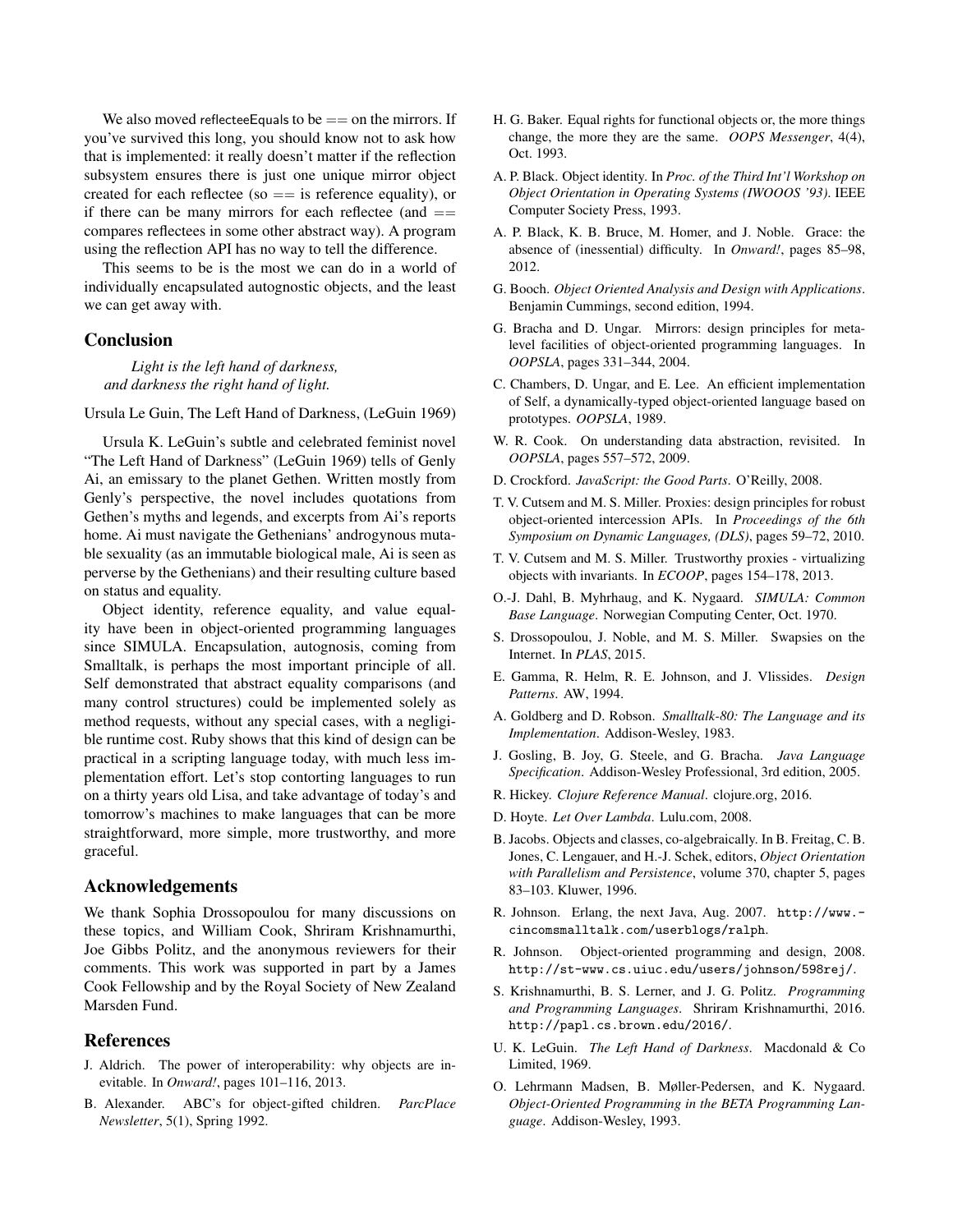We also moved reflecteeEquals to be == on the mirrors. If you've survived this long, you should know not to ask how that is implemented: it really doesn't matter if the reflection subsystem ensures there is just one unique mirror object created for each reflectee (so == is reference equality), or if there can be many mirrors for each reflectee (and == compares reflectees in some other abstract way). A program using the reflection API has no way to tell the difference.

This seems to be is the most we can do in a world of individually encapsulated autognostic objects, and the least we can get away with.

## Conclusion

> *Light is the left hand of darkness,*
> *and darkness the right hand of light.*

Ursula Le Guin, The Left Hand of Darkness, (LeGuin 1969)

Ursula K. LeGuin's subtle and celebrated feminist novel "The Left Hand of Darkness" (LeGuin 1969) tells of Genly Ai, an emissary to the planet Gethen. Written mostly from Genly's perspective, the novel includes quotations from Gethen's myths and legends, and excerpts from Ai's reports home. Ai must navigate the Gethenians' androgynous mutable sexuality (as an immutable biological male, Ai is seen as perverse by the Gethenians) and their resulting culture based on status and equality.

Object identity, reference equality, and value equality have been in object-oriented programming languages since SIMULA. Encapsulation, autognosis, coming from Smalltalk, is perhaps the most important principle of all. Self demonstrated that abstract equality comparisons (and many control structures) could be implemented solely as method requests, without any special cases, with a negligible runtime cost. Ruby shows that this kind of design can be practical in a scripting language today, with much less implementation effort. Let's stop contorting languages to run on a thirty years old Lisa, and take advantage of today's and tomorrow's machines to make languages that can be more straightforward, more simple, more trustworthy, and more graceful.

## Acknowledgements

We thank Sophia Drossopoulou for many discussions on these topics, and William Cook, Shriram Krishnamurthi, Joe Gibbs Politz, and the anonymous reviewers for their comments. This work was supported in part by a James Cook Fellowship and by the Royal Society of New Zealand Marsden Fund.

## References

J. Aldrich. The power of interoperability: why objects are inevitable. In *Onward!*, pages 101–116, 2013.

B. Alexander. ABC's for object-gifted children. *ParcPlace Newsletter*, 5(1), Spring 1992.

H. G. Baker. Equal rights for functional objects or, the more things change, the more they are the same. *OOPS Messenger*, 4(4), Oct. 1993.

A. P. Black. Object identity. In *Proc. of the Third Int'l Workshop on Object Orientation in Operating Systems (IWOOOS '93)*. IEEE Computer Society Press, 1993.

A. P. Black, K. B. Bruce, M. Homer, and J. Noble. Grace: the absence of (inessential) difficulty. In *Onward!*, pages 85–98, 2012.

G. Booch. *Object Oriented Analysis and Design with Applications*. Benjamin Cummings, second edition, 1994.

G. Bracha and D. Ungar. Mirrors: design principles for meta-level facilities of object-oriented programming languages. In *OOPSLA*, pages 331–344, 2004.

C. Chambers, D. Ungar, and E. Lee. An efficient implementation of Self, a dynamically-typed object-oriented language based on prototypes. *OOPSLA*, 1989.

W. R. Cook. On understanding data abstraction, revisited. In *OOPSLA*, pages 557–572, 2009.

D. Crockford. *JavaScript: the Good Parts*. O'Reilly, 2008.

T. V. Cutsem and M. S. Miller. Proxies: design principles for robust object-oriented intercession APIs. In *Proceedings of the 6th Symposium on Dynamic Languages, (DLS)*, pages 59–72, 2010.

T. V. Cutsem and M. S. Miller. Trustworthy proxies - virtualizing objects with invariants. In *ECOOP*, pages 154–178, 2013.

O.-J. Dahl, B. Myhrhaug, and K. Nygaard. *SIMULA: Common Base Language*. Norwegian Computing Center, Oct. 1970.

S. Drossopoulou, J. Noble, and M. S. Miller. Swapsies on the Internet. In *PLAS*, 2015.

E. Gamma, R. Helm, R. E. Johnson, and J. Vlissides. *Design Patterns*. AW, 1994.

A. Goldberg and D. Robson. *Smalltalk-80: The Language and its Implementation*. Addison-Wesley, 1983.

J. Gosling, B. Joy, G. Steele, and G. Bracha. *Java Language Specification*. Addison-Wesley Professional, 3rd edition, 2005.

R. Hickey. *Clojure Reference Manual*. clojure.org, 2016.

D. Hoyte. *Let Over Lambda*. Lulu.com, 2008.

B. Jacobs. Objects and classes, co-algebraically. In B. Freitag, C. B. Jones, C. Lengauer, and H.-J. Schek, editors, *Object Orientation with Parallelism and Persistence*, volume 370, chapter 5, pages 83–103. Kluwer, 1996.

R. Johnson. Erlang, the next Java, Aug. 2007. http://www.cincomsmalltalk.com/userblogs/ralph.

R. Johnson. Object-oriented programming and design, 2008. http://st-www.cs.uiuc.edu/users/johnson/598rej/.

S. Krishnamurthi, B. S. Lerner, and J. G. Politz. *Programming and Programming Languages*. Shriram Krishnamurthi, 2016. http://papl.cs.brown.edu/2016/.

U. K. LeGuin. *The Left Hand of Darkness*. Macdonald & Co Limited, 1969.

O. Lehrmann Madsen, B. Møller-Pedersen, and K. Nygaard. *Object-Oriented Programming in the BETA Programming Language*. Addison-Wesley, 1993.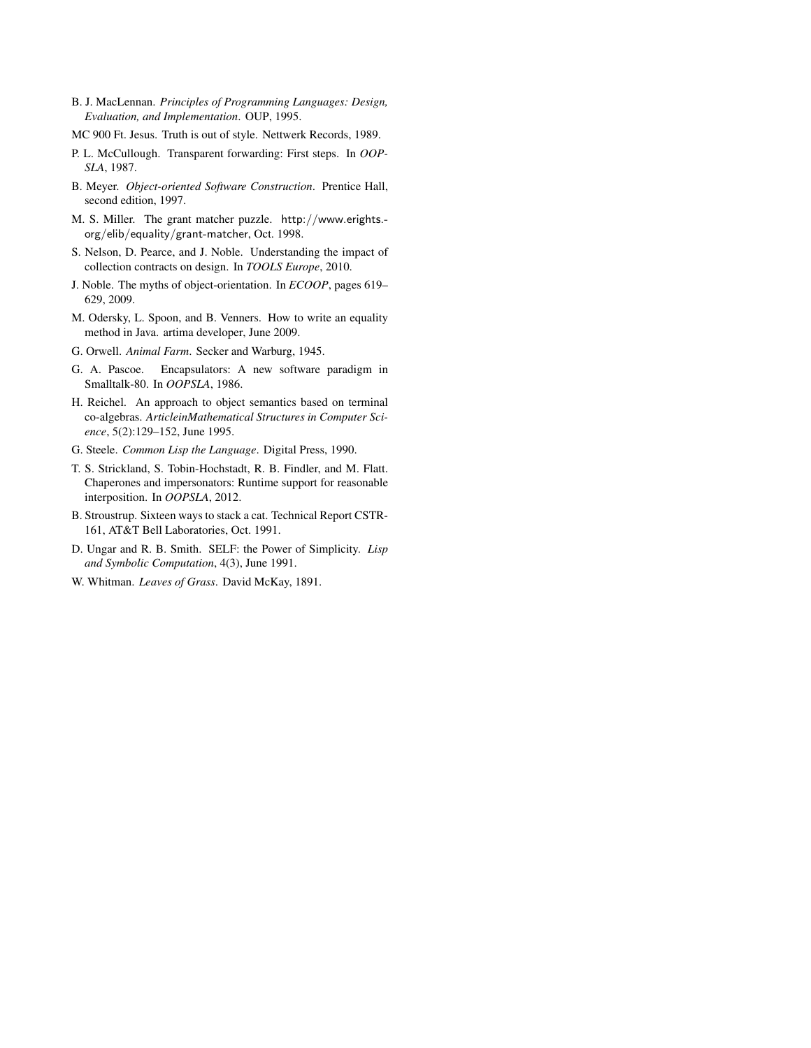B. J. MacLennan. *Principles of Programming Languages: Design, Evaluation, and Implementation*. OUP, 1995.

MC 900 Ft. Jesus. Truth is out of style. Nettwerk Records, 1989.

P. L. McCullough. Transparent forwarding: First steps. In *OOPSLA*, 1987.

B. Meyer. *Object-oriented Software Construction*. Prentice Hall, second edition, 1997.

M. S. Miller. The grant matcher puzzle. http://www.erights.org/elib/equality/grant-matcher, Oct. 1998.

S. Nelson, D. Pearce, and J. Noble. Understanding the impact of collection contracts on design. In *TOOLS Europe*, 2010.

J. Noble. The myths of object-orientation. In *ECOOP*, pages 619–629, 2009.

M. Odersky, L. Spoon, and B. Venners. How to write an equality method in Java. artima developer, June 2009.

G. Orwell. *Animal Farm*. Secker and Warburg, 1945.

G. A. Pascoe. Encapsulators: A new software paradigm in Smalltalk-80. In *OOPSLA*, 1986.

H. Reichel. An approach to object semantics based on terminal co-algebras. *ArticleinMathematical Structures in Computer Science*, 5(2):129–152, June 1995.

G. Steele. *Common Lisp the Language*. Digital Press, 1990.

T. S. Strickland, S. Tobin-Hochstadt, R. B. Findler, and M. Flatt. Chaperones and impersonators: Runtime support for reasonable interposition. In *OOPSLA*, 2012.

B. Stroustrup. Sixteen ways to stack a cat. Technical Report CSTR-161, AT&T Bell Laboratories, Oct. 1991.

D. Ungar and R. B. Smith. SELF: the Power of Simplicity. *Lisp and Symbolic Computation*, 4(3), June 1991.

W. Whitman. *Leaves of Grass*. David McKay, 1891.